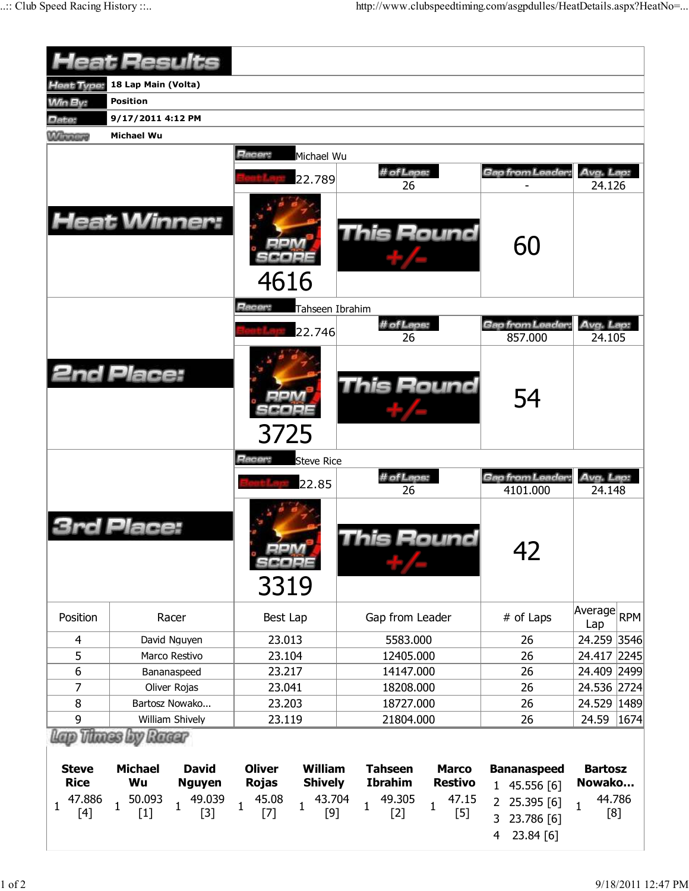# Heat Results

| | |
|---|---|
| **Heat Type:** | 18 Lap Main (Volta) |
| **Win By:** | Position |
| **Date:** | 9/17/2011 4:12 PM |
| **Winner:** | Michael Wu |

## Heat Winner:

**Racer:** Michael Wu

| Best Lap | # of Laps | Gap from Leader | Avg. Lap |
|---|---|---|---|
| 22.789 | 26 | - | 24.126 |

RPM SCORE: 4616

This Round +/-: 60

## 2nd Place:

**Racer:** Tahseen Ibrahim

| Best Lap | # of Laps | Gap from Leader | Avg. Lap |
|---|---|---|---|
| 22.746 | 26 | 857.000 | 24.105 |

RPM SCORE: 3725

This Round +/-: 54

## 3rd Place:

**Racer:** Steve Rice

| Best Lap | # of Laps | Gap from Leader | Avg. Lap |
|---|---|---|---|
| 22.85 | 26 | 4101.000 | 24.148 |

RPM SCORE: 3319

This Round +/-: 42

| Position | Racer | Best Lap | Gap from Leader | # of Laps | Average Lap | RPM |
|---|---|---|---|---|---|---|
| 4 | David Nguyen | 23.013 | 5583.000 | 26 | 24.259 | 3546 |
| 5 | Marco Restivo | 23.104 | 12405.000 | 26 | 24.417 | 2245 |
| 6 | Bananaspeed | 23.217 | 14147.000 | 26 | 24.409 | 2499 |
| 7 | Oliver Rojas | 23.041 | 18208.000 | 26 | 24.536 | 2724 |
| 8 | Bartosz Nowako... | 23.203 | 18727.000 | 26 | 24.529 | 1489 |
| 9 | William Shively | 23.119 | 21804.000 | 26 | 24.59 | 1674 |

## Lap Times by Racer

| Lap | Steve Rice | Michael Wu | David Nguyen | Oliver Rojas | William Shively | Tahseen Ibrahim | Marco Restivo | Bananaspeed | Bartosz Nowako... |
|---|---|---|---|---|---|---|---|---|---|
| 1 | 47.886 [4] | 50.093 [1] | 49.039 [3] | 45.08 [7] | 43.704 [9] | 49.305 [2] | 47.15 [5] | 45.556 [6] | 44.786 [8] |
| 2 | | | | | | | | 25.395 [6] | |
| 3 | | | | | | | | 23.786 [6] | |
| 4 | | | | | | | | 23.84 [6] | |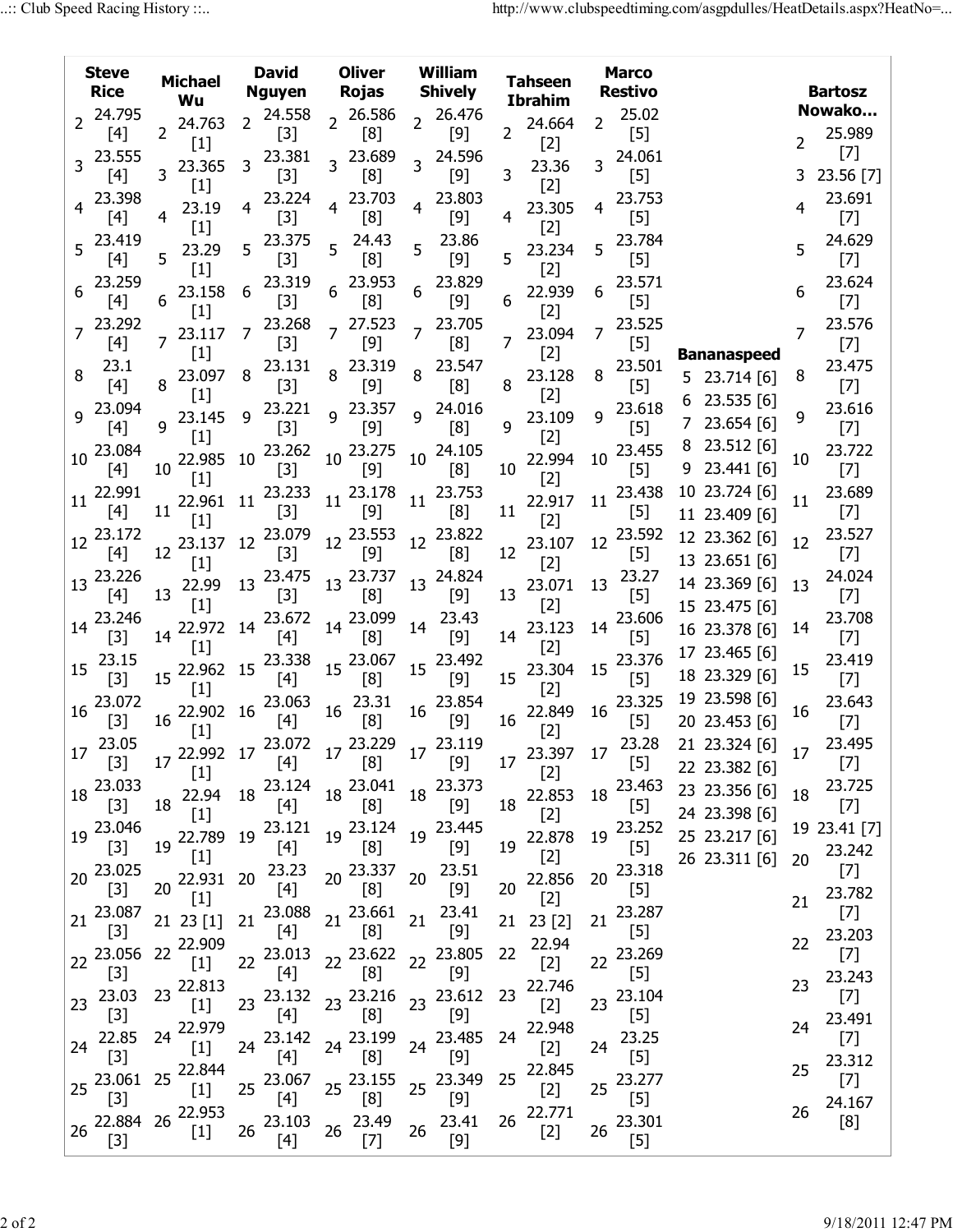| Lap | Steve Rice | Michael Wu | David Nguyen | Oliver Rojas | William Shively | Tahseen Ibrahim | Marco Restivo | Bananaspeed | Bartosz Nowako... |
|---|---|---|---|---|---|---|---|---|---|
| 2 | 24.795 [4] | 24.763 [1] | 24.558 [3] | 26.586 [8] | 26.476 [9] | 24.664 [2] | 25.02 [5] | | 25.989 [7] |
| 3 | 23.555 [4] | 23.365 [1] | 23.381 [3] | 23.689 [8] | 24.596 [9] | 23.36 [2] | 24.061 [5] | | 23.56 [7] |
| 4 | 23.398 [4] | 23.19 [1] | 23.224 [3] | 23.703 [8] | 23.803 [9] | 23.305 [2] | 23.753 [5] | | 23.691 [7] |
| 5 | 23.419 [4] | 23.29 [1] | 23.375 [3] | 24.43 [8] | 23.86 [9] | 23.234 [2] | 23.784 [5] | 23.714 [6] | 24.629 [7] |
| 6 | 23.259 [4] | 23.158 [1] | 23.319 [3] | 23.953 [8] | 23.829 [9] | 22.939 [2] | 23.571 [5] | 23.535 [6] | 23.624 [7] |
| 7 | 23.292 [4] | 23.117 [1] | 23.268 [3] | 27.523 [9] | 23.705 [8] | 23.094 [2] | 23.525 [5] | 23.654 [6] | 23.576 [7] |
| 8 | 23.1 [4] | 23.097 [1] | 23.131 [3] | 23.319 [9] | 23.547 [8] | 23.128 [2] | 23.501 [5] | 23.512 [6] | 23.475 [7] |
| 9 | 23.094 [4] | 23.145 [1] | 23.221 [3] | 23.357 [9] | 24.016 [8] | 23.109 [2] | 23.618 [5] | 23.441 [6] | 23.616 [7] |
| 10 | 23.084 [4] | 22.985 [1] | 23.262 [3] | 23.275 [9] | 24.105 [8] | 22.994 [2] | 23.455 [5] | 23.724 [6] | 23.722 [7] |
| 11 | 22.991 [4] | 22.961 [1] | 23.233 [3] | 23.178 [9] | 23.753 [8] | 22.917 [2] | 23.438 [5] | 23.409 [6] | 23.689 [7] |
| 12 | 23.172 [4] | 23.137 [1] | 23.079 [3] | 23.553 [9] | 23.822 [8] | 23.107 [2] | 23.592 [5] | 23.362 [6] | 23.527 [7] |
| 13 | 23.226 [4] | 22.99 [1] | 23.475 [3] | 23.737 [8] | 24.824 [9] | 23.071 [2] | 23.27 [5] | 23.651 [6] | 24.024 [7] |
| 14 | 23.246 [3] | 22.972 [1] | 23.672 [4] | 23.099 [8] | 23.43 [9] | 23.123 [2] | 23.606 [5] | 23.369 [6] | 23.708 [7] |
| 15 | 23.15 [3] | 22.962 [1] | 23.338 [4] | 23.067 [8] | 23.492 [9] | 23.304 [2] | 23.376 [5] | 23.475 [6] | 23.419 [7] |
| 16 | 23.072 [3] | 22.902 [1] | 23.063 [4] | 23.31 [8] | 23.854 [9] | 22.849 [2] | 23.325 [5] | 23.378 [6] | 23.643 [7] |
| 17 | 23.05 [3] | 22.992 [1] | 23.072 [4] | 23.229 [8] | 23.119 [9] | 23.397 [2] | 23.28 [5] | 23.465 [6] | 23.495 [7] |
| 18 | 23.033 [3] | 22.94 [1] | 23.124 [4] | 23.041 [8] | 23.373 [9] | 22.853 [2] | 23.463 [5] | 23.329 [6] | 23.725 [7] |
| 19 | 23.046 [3] | 22.789 [1] | 23.121 [4] | 23.124 [8] | 23.445 [9] | 22.878 [2] | 23.252 [5] | 23.598 [6] | 23.41 [7] |
| 20 | 23.025 [3] | 22.931 [1] | 23.23 [4] | 23.337 [8] | 23.51 [9] | 22.856 [2] | 23.318 [5] | 23.453 [6] | 23.242 [7] |
| 21 | 23.087 [3] | 23 [1] | 23.088 [4] | 23.661 [8] | 23.41 [9] | 23 [2] | 23.287 [5] | 23.324 [6] | 23.782 [7] |
| 22 | 23.056 [3] | 22.909 [1] | 23.013 [4] | 23.622 [8] | 23.805 [9] | 22.94 [2] | 23.269 [5] | 23.382 [6] | 23.203 [7] |
| 23 | 23.03 [3] | 22.813 [1] | 23.132 [4] | 23.216 [8] | 23.612 [9] | 22.746 [2] | 23.104 [5] | 23.356 [6] | 23.243 [7] |
| 24 | 22.85 [3] | 22.979 [1] | 23.142 [4] | 23.199 [8] | 23.485 [9] | 22.948 [2] | 23.25 [5] | 23.398 [6] | 23.491 [7] |
| 25 | 23.061 [3] | 22.844 [1] | 23.067 [4] | 23.155 [8] | 23.349 [9] | 22.845 [2] | 23.277 [5] | 23.217 [6] | 23.312 [7] |
| 26 | 22.884 [3] | 22.953 [1] | 23.103 [4] | 23.49 [7] | 23.41 [9] | 22.771 [2] | 23.301 [5] | 23.311 [6] | 24.167 [8] |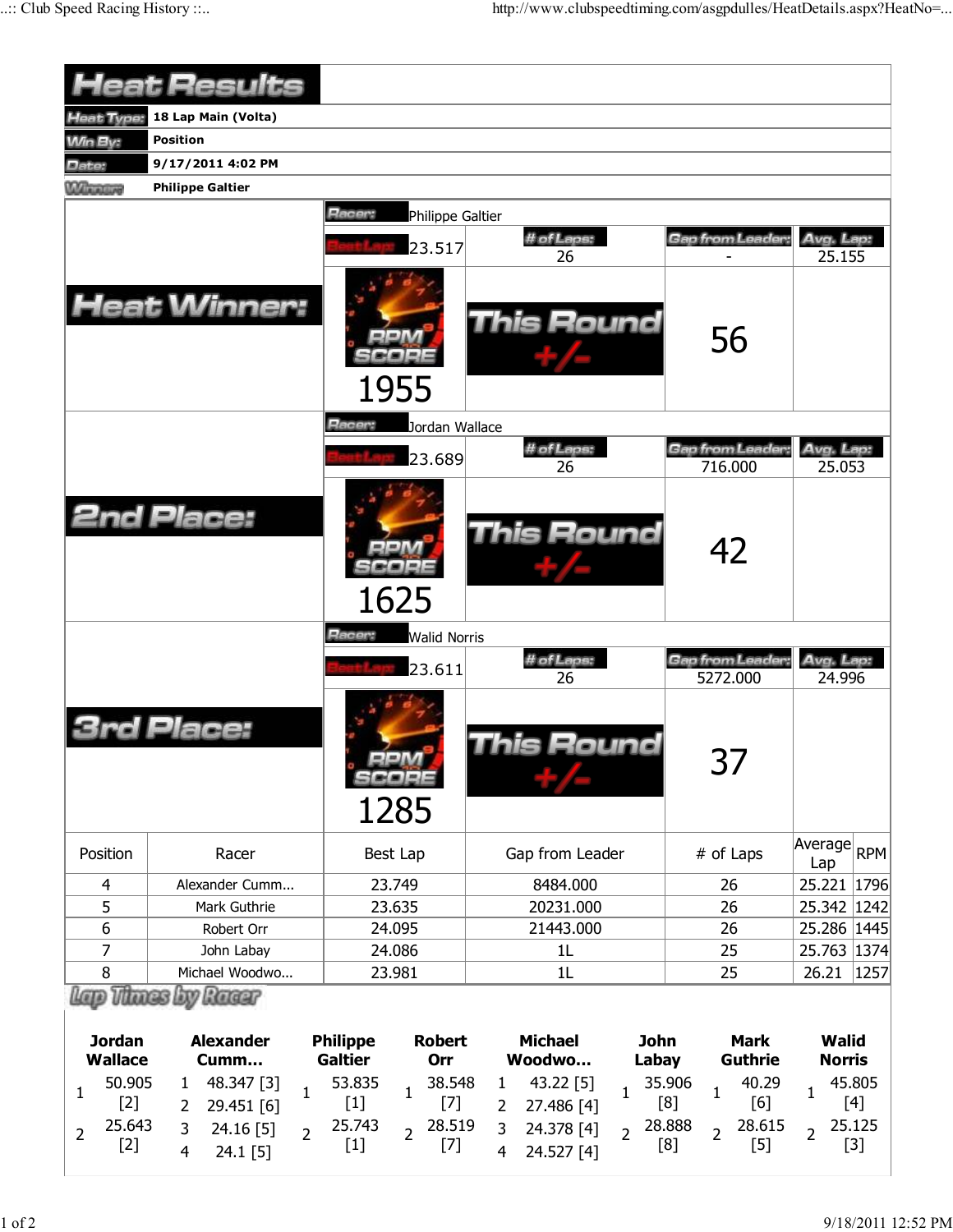# Heat Results

| | |
|---|---|
| **Heat Type:** | **18 Lap Main (Volta)** |
| **Win By:** | **Position** |
| **Date:** | **9/17/2011 4:02 PM** |
| **Winner:** | **Philippe Galtier** |

## Heat Winner:

**Racer:** Philippe Galtier

| Best Lap | # of Laps | Gap from Leader | Avg. Lap |
|---|---|---|---|
| 23.517 | 26 | - | 25.155 |

RPM SCORE: 1955

This Round +/-: 56

## 2nd Place:

**Racer:** Jordan Wallace

| Best Lap | # of Laps | Gap from Leader | Avg. Lap |
|---|---|---|---|
| 23.689 | 26 | 716.000 | 25.053 |

RPM SCORE: 1625

This Round +/-: 42

## 3rd Place:

**Racer:** Walid Norris

| Best Lap | # of Laps | Gap from Leader | Avg. Lap |
|---|---|---|---|
| 23.611 | 26 | 5272.000 | 24.996 |

RPM SCORE: 1285

This Round +/-: 37

| Position | Racer | Best Lap | Gap from Leader | # of Laps | Average Lap | RPM |
|---|---|---|---|---|---|---|
| 4 | Alexander Cumm... | 23.749 | 8484.000 | 26 | 25.221 | 1796 |
| 5 | Mark Guthrie | 23.635 | 20231.000 | 26 | 25.342 | 1242 |
| 6 | Robert Orr | 24.095 | 21443.000 | 26 | 25.286 | 1445 |
| 7 | John Labay | 24.086 | 1L | 25 | 25.763 | 1374 |
| 8 | Michael Woodwo... | 23.981 | 1L | 25 | 26.21 | 1257 |

## Lap Times by Racer

**Jordan Wallace**

| Lap | Time |
|---|---|
| 1 | 50.905 [2] |
| 2 | 25.643 [2] |

**Alexander Cumm...**

| Lap | Time |
|---|---|
| 1 | 48.347 [3] |
| 2 | 29.451 [6] |
| 3 | 24.16 [5] |
| 4 | 24.1 [5] |

**Philippe Galtier**

| Lap | Time |
|---|---|
| 1 | 53.835 [1] |
| 2 | 25.743 [1] |

**Robert Orr**

| Lap | Time |
|---|---|
| 1 | 38.548 [7] |
| 2 | 28.519 [7] |

**Michael Woodwo...**

| Lap | Time |
|---|---|
| 1 | 43.22 [5] |
| 2 | 27.486 [4] |
| 3 | 24.378 [4] |
| 4 | 24.527 [4] |

**John Labay**

| Lap | Time |
|---|---|
| 1 | 35.906 [8] |
| 2 | 28.888 [8] |

**Mark Guthrie**

| Lap | Time |
|---|---|
| 1 | 40.29 [6] |
| 2 | 28.615 [5] |

**Walid Norris**

| Lap | Time |
|---|---|
| 1 | 45.805 [4] |
| 2 | 25.125 [3] |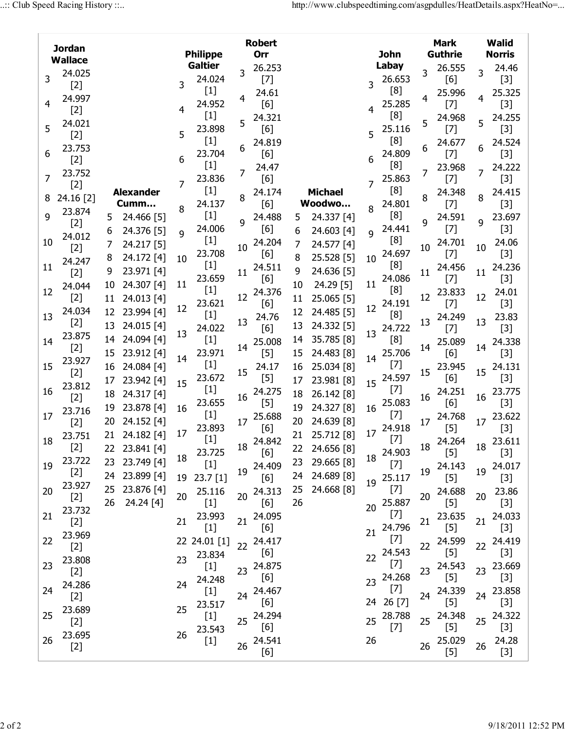| Lap | Jordan Wallace | Alexander Cumm… | Philippe Galtier | Robert Orr | Michael Woodwo… | John Labay | Mark Guthrie | Walid Norris |
|---|---|---|---|---|---|---|---|---|
| 3 | 24.025 [2] | | 24.024 [1] | 26.253 [7] | | 26.653 [8] | 26.555 [6] | 24.46 [3] |
| 4 | 24.997 [2] | | 24.952 [1] | 24.61 [6] | | 25.285 [8] | 25.996 [7] | 25.325 [3] |
| 5 | 24.021 [2] | 24.466 [5] | 23.898 [1] | 24.321 [6] | 24.337 [4] | 25.116 [8] | 24.968 [7] | 24.255 [3] |
| 6 | 23.753 [2] | 24.376 [5] | 23.704 [1] | 24.819 [6] | 24.603 [4] | 24.809 [8] | 24.677 [7] | 24.524 [3] |
| 7 | 23.752 [2] | 24.217 [5] | 23.836 [1] | 24.47 [6] | 24.577 [4] | 25.863 [8] | 23.968 [7] | 24.222 [3] |
| 8 | 24.16 [2] | 24.172 [4] | 24.137 [1] | 24.174 [6] | 25.528 [5] | 24.801 [8] | 24.348 [7] | 24.415 [3] |
| 9 | 23.874 [2] | 23.971 [4] | 24.006 [1] | 24.488 [6] | 24.636 [5] | 24.441 [8] | 24.591 [7] | 23.697 [3] |
| 10 | 24.012 [2] | 24.307 [4] | 23.708 [1] | 24.204 [6] | 24.29 [5] | 24.697 [8] | 24.701 [7] | 24.06 [3] |
| 11 | 24.247 [2] | 24.013 [4] | 23.659 [1] | 24.511 [6] | 25.065 [5] | 24.086 [8] | 24.456 [7] | 24.236 [3] |
| 12 | 24.044 [2] | 23.994 [4] | 23.621 [1] | 24.376 [6] | 24.485 [5] | 24.191 [8] | 23.833 [7] | 24.01 [3] |
| 13 | 24.034 [2] | 24.015 [4] | 24.022 [1] | 24.76 [6] | 24.332 [5] | 24.722 [8] | 24.249 [7] | 23.83 [3] |
| 14 | 23.875 [2] | 24.094 [4] | 23.971 [1] | 25.008 [5] | 35.785 [8] | 25.706 [7] | 25.089 [6] | 24.338 [3] |
| 15 | 23.927 [2] | 23.912 [4] | 23.672 [1] | 24.17 [5] | 24.483 [8] | 24.597 [7] | 23.945 [6] | 24.131 [3] |
| 16 | 23.812 [2] | 24.084 [4] | 23.655 [1] | 24.275 [5] | 25.034 [8] | 25.083 [7] | 24.251 [6] | 23.775 [3] |
| 17 | 23.716 [2] | 23.942 [4] | 23.893 [1] | 25.688 [6] | 23.981 [8] | 24.918 [7] | 24.768 [5] | 23.622 [3] |
| 18 | 23.751 [2] | 24.317 [4] | 23.725 [1] | 24.842 [6] | 26.142 [8] | 24.903 [7] | 24.264 [5] | 23.611 [3] |
| 19 | 23.722 [2] | 23.878 [4] | 23.7 [1] | 24.409 [6] | 24.327 [8] | 25.117 [7] | 24.143 [5] | 24.017 [3] |
| 20 | 23.927 [2] | 24.152 [4] | 25.116 [1] | 24.313 [6] | 24.639 [8] | 25.887 [7] | 24.688 [5] | 23.86 [3] |
| 21 | 23.732 [2] | 24.182 [4] | 23.993 [1] | 24.095 [6] | 25.712 [8] | 24.796 [7] | 23.635 [5] | 24.033 [3] |
| 22 | 23.969 [2] | 23.841 [4] | 24.01 [1] | 24.417 [6] | 24.656 [8] | 24.543 [7] | 24.599 [5] | 24.419 [3] |
| 23 | 23.808 [2] | 23.749 [4] | 23.834 [1] | 24.875 [6] | 29.665 [8] | 24.268 [7] | 24.543 [5] | 23.669 [3] |
| 24 | 24.286 [2] | 23.899 [4] | 24.248 [1] | 24.467 [6] | 24.689 [8] | 26 [7] | 24.339 [5] | 23.858 [3] |
| 25 | 23.689 [2] | 23.876 [4] | 23.517 [1] | 24.294 [6] | 24.668 [8] | 28.788 [7] | 24.348 [5] | 24.322 [3] |
| 26 | 23.695 [2] | 24.24 [4] | 23.543 [1] | 24.541 [6] | | | 25.029 [5] | 24.28 [3] |